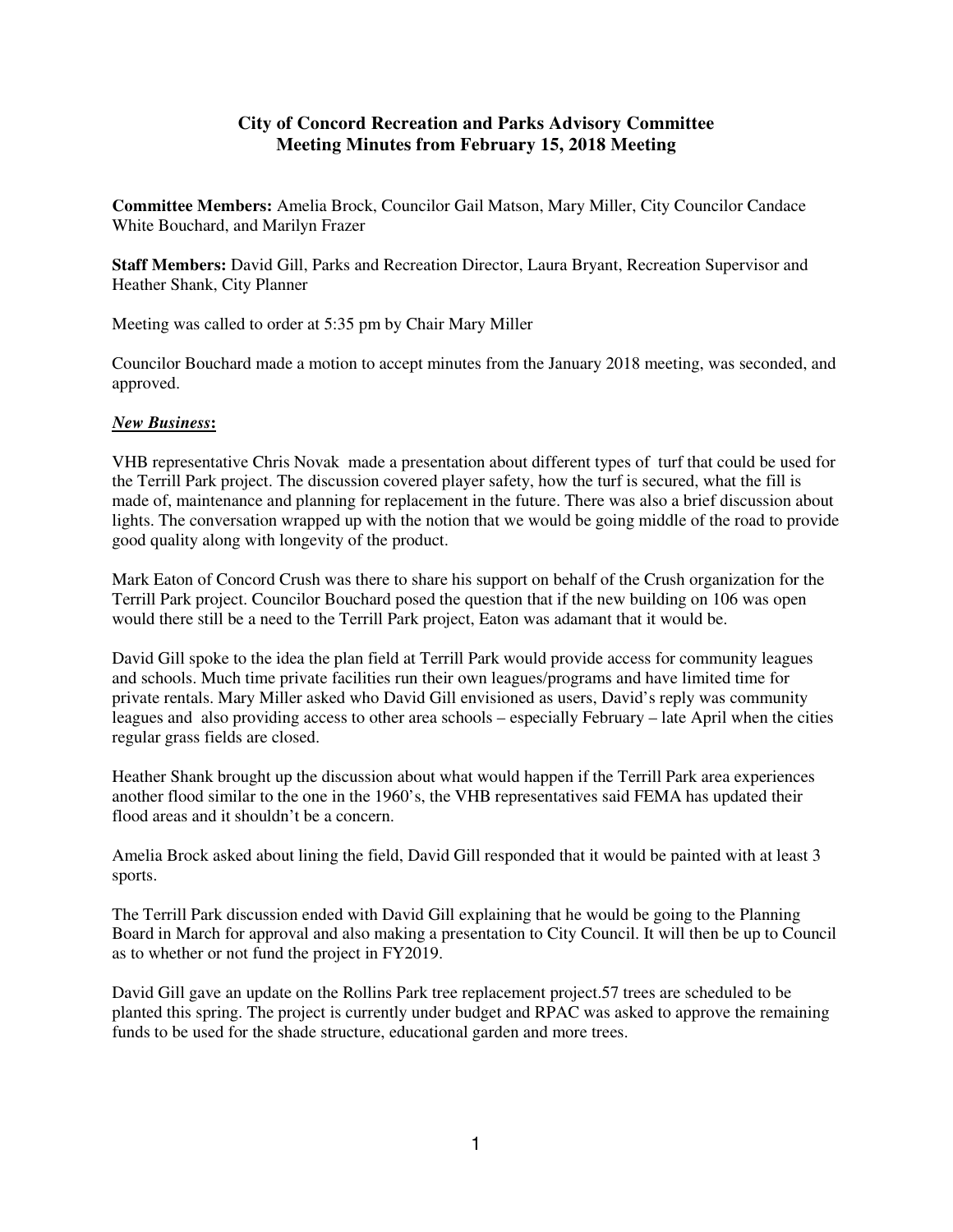# City of Concord Recreation and Parks Advisory Committee
## Meeting Minutes from February 15, 2018 Meeting

**Committee Members:** Amelia Brock, Councilor Gail Matson, Mary Miller, City Councilor Candace White Bouchard, and Marilyn Frazer

**Staff Members:** David Gill, Parks and Recreation Director, Laura Bryant, Recreation Supervisor and Heather Shank, City Planner

Meeting was called to order at 5:35 pm by Chair Mary Miller

Councilor Bouchard made a motion to accept minutes from the January 2018 meeting, was seconded, and approved.

***New Business*:**

VHB representative Chris Novak made a presentation about different types of turf that could be used for the Terrill Park project. The discussion covered player safety, how the turf is secured, what the fill is made of, maintenance and planning for replacement in the future. There was also a brief discussion about lights. The conversation wrapped up with the notion that we would be going middle of the road to provide good quality along with longevity of the product.

Mark Eaton of Concord Crush was there to share his support on behalf of the Crush organization for the Terrill Park project. Councilor Bouchard posed the question that if the new building on 106 was open would there still be a need to the Terrill Park project, Eaton was adamant that it would be.

David Gill spoke to the idea the plan field at Terrill Park would provide access for community leagues and schools. Much time private facilities run their own leagues/programs and have limited time for private rentals. Mary Miller asked who David Gill envisioned as users, David's reply was community leagues and also providing access to other area schools – especially February – late April when the cities regular grass fields are closed.

Heather Shank brought up the discussion about what would happen if the Terrill Park area experiences another flood similar to the one in the 1960's, the VHB representatives said FEMA has updated their flood areas and it shouldn't be a concern.

Amelia Brock asked about lining the field, David Gill responded that it would be painted with at least 3 sports.

The Terrill Park discussion ended with David Gill explaining that he would be going to the Planning Board in March for approval and also making a presentation to City Council. It will then be up to Council as to whether or not fund the project in FY2019.

David Gill gave an update on the Rollins Park tree replacement project.57 trees are scheduled to be planted this spring. The project is currently under budget and RPAC was asked to approve the remaining funds to be used for the shade structure, educational garden and more trees.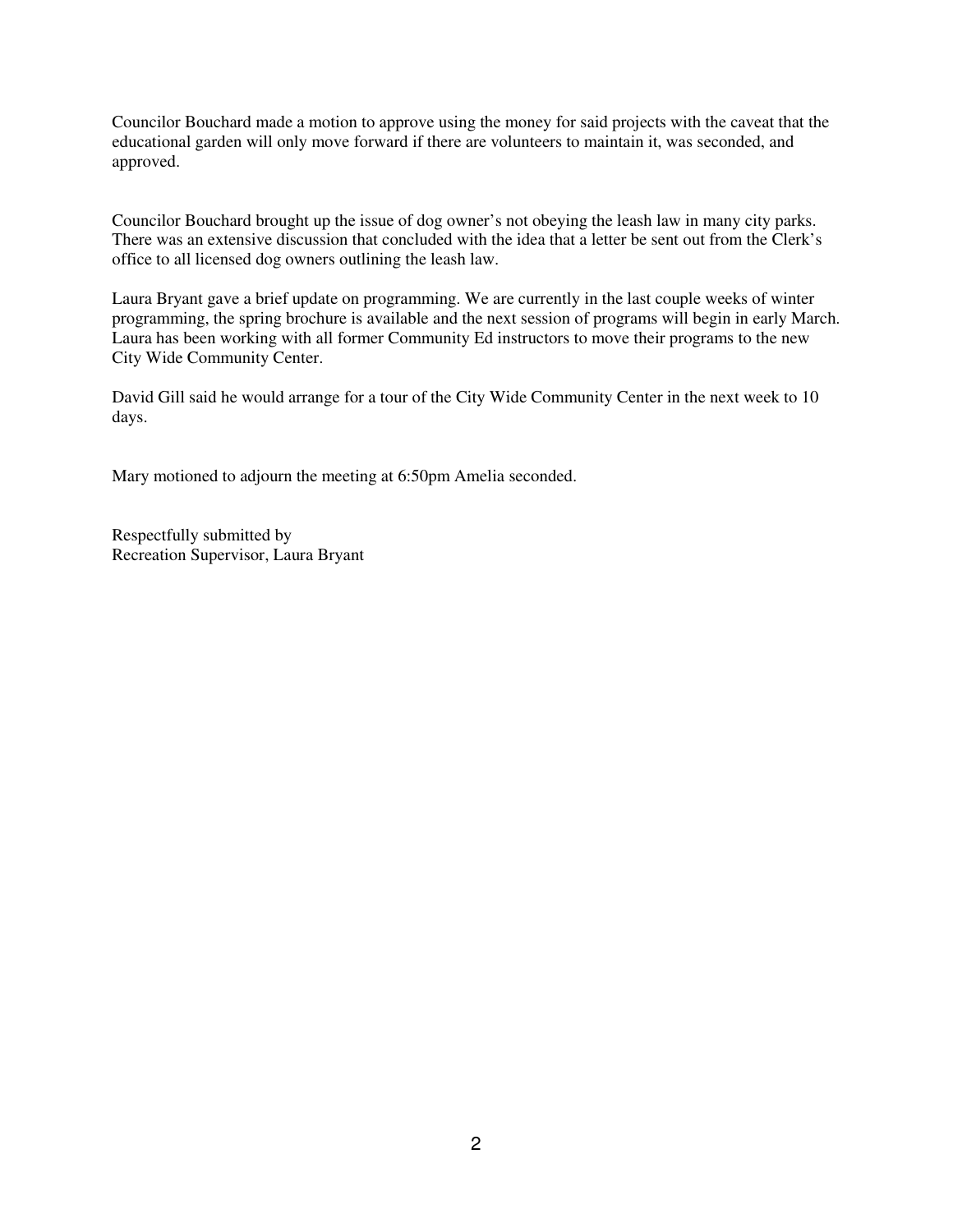Councilor Bouchard made a motion to approve using the money for said projects with the caveat that the educational garden will only move forward if there are volunteers to maintain it, was seconded, and approved.

Councilor Bouchard brought up the issue of dog owner's not obeying the leash law in many city parks. There was an extensive discussion that concluded with the idea that a letter be sent out from the Clerk's office to all licensed dog owners outlining the leash law.

Laura Bryant gave a brief update on programming. We are currently in the last couple weeks of winter programming, the spring brochure is available and the next session of programs will begin in early March. Laura has been working with all former Community Ed instructors to move their programs to the new City Wide Community Center.

David Gill said he would arrange for a tour of the City Wide Community Center in the next week to 10 days.

Mary motioned to adjourn the meeting at 6:50pm Amelia seconded.

Respectfully submitted by
Recreation Supervisor, Laura Bryant